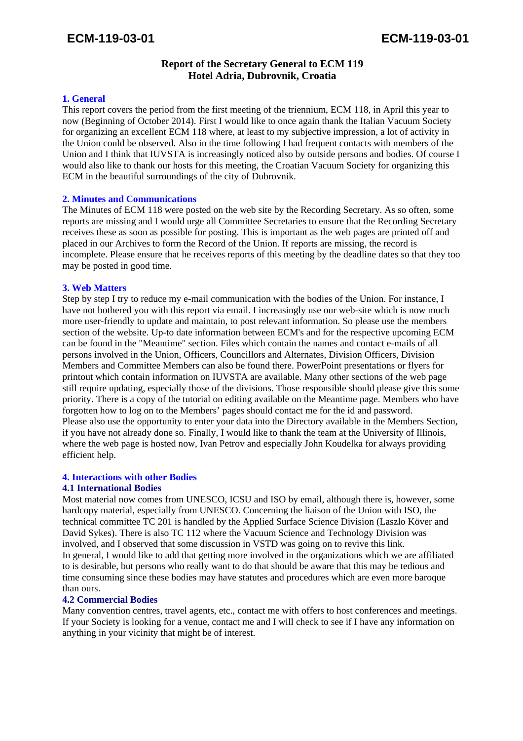**Report of the Secretary General to ECM 119**
**Hotel Adria, Dubrovnik, Croatia**

## 1. General

This report covers the period from the first meeting of the triennium, ECM 118, in April this year to now (Beginning of October 2014). First I would like to once again thank the Italian Vacuum Society for organizing an excellent ECM 118 where, at least to my subjective impression, a lot of activity in the Union could be observed. Also in the time following I had frequent contacts with members of the Union and I think that IUVSTA is increasingly noticed also by outside persons and bodies. Of course I would also like to thank our hosts for this meeting, the Croatian Vacuum Society for organizing this ECM in the beautiful surroundings of the city of Dubrovnik.

## 2. Minutes and Communications

The Minutes of ECM 118 were posted on the web site by the Recording Secretary. As so often, some reports are missing and I would urge all Committee Secretaries to ensure that the Recording Secretary receives these as soon as possible for posting. This is important as the web pages are printed off and placed in our Archives to form the Record of the Union. If reports are missing, the record is incomplete. Please ensure that he receives reports of this meeting by the deadline dates so that they too may be posted in good time.

## 3. Web Matters

Step by step I try to reduce my e-mail communication with the bodies of the Union. For instance, I have not bothered you with this report via email. I increasingly use our web-site which is now much more user-friendly to update and maintain, to post relevant information. So please use the members section of the website. Up-to date information between ECM's and for the respective upcoming ECM can be found in the "Meantime" section. Files which contain the names and contact e-mails of all persons involved in the Union, Officers, Councillors and Alternates, Division Officers, Division Members and Committee Members can also be found there. PowerPoint presentations or flyers for printout which contain information on IUVSTA are available. Many other sections of the web page still require updating, especially those of the divisions. Those responsible should please give this some priority. There is a copy of the tutorial on editing available on the Meantime page. Members who have forgotten how to log on to the Members' pages should contact me for the id and password.
Please also use the opportunity to enter your data into the Directory available in the Members Section, if you have not already done so. Finally, I would like to thank the team at the University of Illinois, where the web page is hosted now, Ivan Petrov and especially John Koudelka for always providing efficient help.

## 4. Interactions with other Bodies

### 4.1 International Bodies

Most material now comes from UNESCO, ICSU and ISO by email, although there is, however, some hardcopy material, especially from UNESCO. Concerning the liaison of the Union with ISO, the technical committee TC 201 is handled by the Applied Surface Science Division (Laszlo Köver and David Sykes). There is also TC 112 where the Vacuum Science and Technology Division was involved, and I observed that some discussion in VSTD was going on to revive this link.
In general, I would like to add that getting more involved in the organizations which we are affiliated to is desirable, but persons who really want to do that should be aware that this may be tedious and time consuming since these bodies may have statutes and procedures which are even more baroque than ours.

### 4.2 Commercial Bodies

Many convention centres, travel agents, etc., contact me with offers to host conferences and meetings. If your Society is looking for a venue, contact me and I will check to see if I have any information on anything in your vicinity that might be of interest.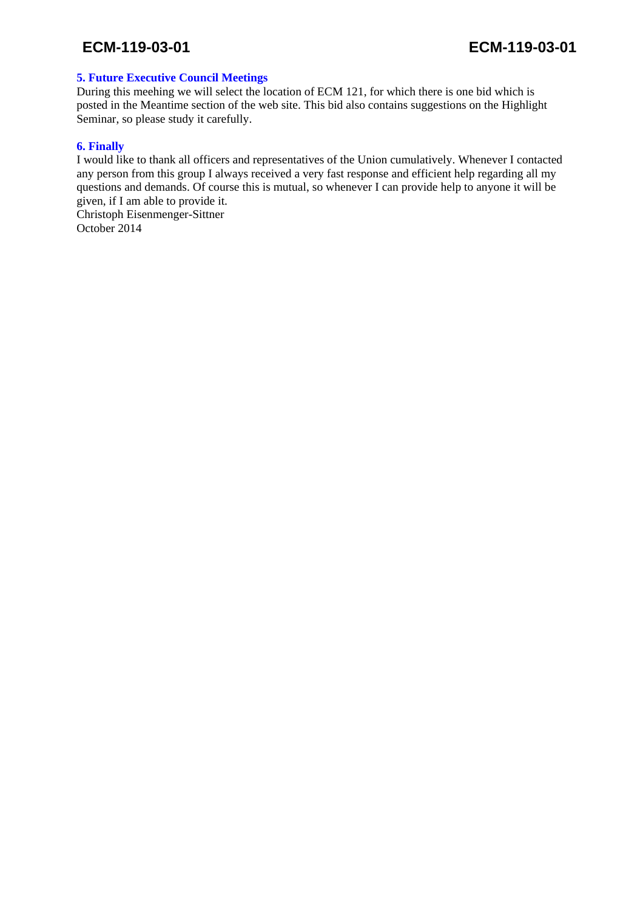### 5. Future Executive Council Meetings

During this meehing we will select the location of ECM 121, for which there is one bid which is posted in the Meantime section of the web site. This bid also contains suggestions on the Highlight Seminar, so please study it carefully.

### 6. Finally

I would like to thank all officers and representatives of the Union cumulatively. Whenever I contacted any person from this group I always received a very fast response and efficient help regarding all my questions and demands. Of course this is mutual, so whenever I can provide help to anyone it will be given, if I am able to provide it.

Christoph Eisenmenger-Sittner

October 2014